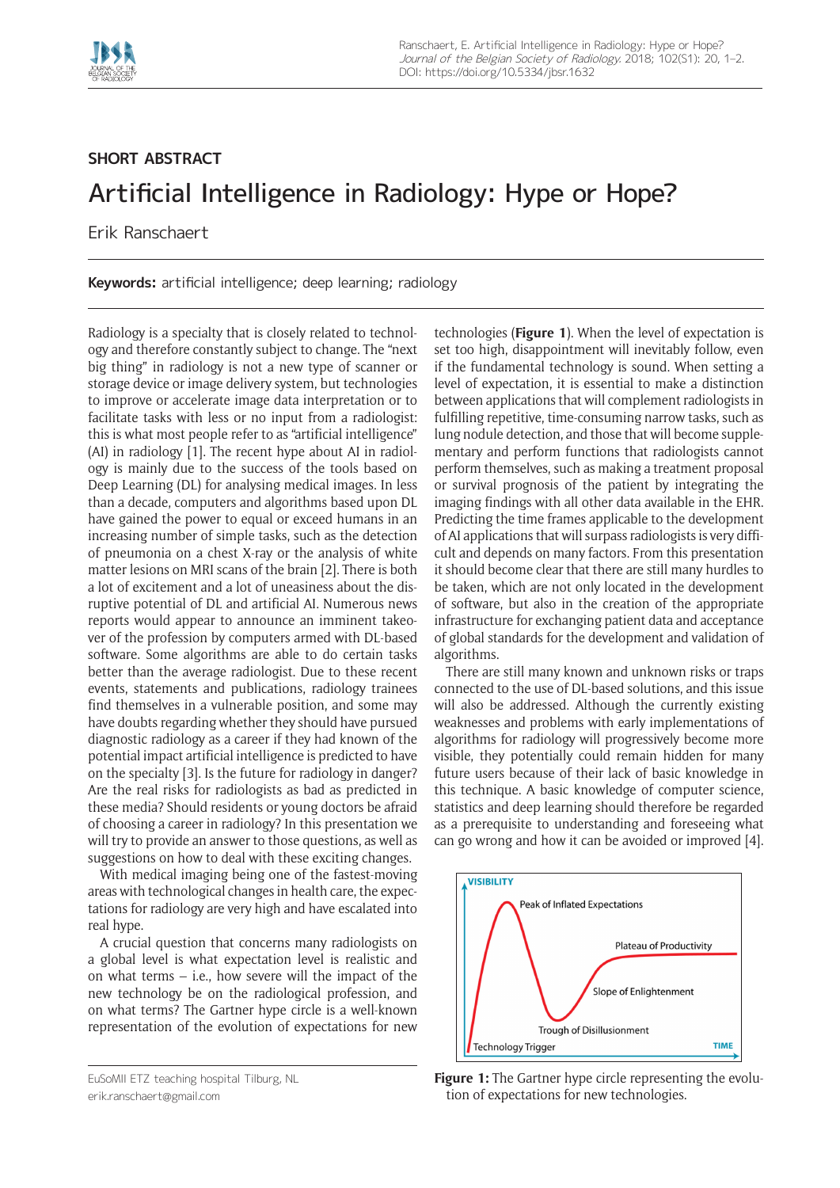## SHORT ABSTRACT

# Artificial Intelligence in Radiology: Hype or Hope?

Erik Ranschaert

**Keywords:** artificial intelligence; deep learning; radiology

Radiology is a specialty that is closely related to technology and therefore constantly subject to change. The "next big thing" in radiology is not a new type of scanner or storage device or image delivery system, but technologies to improve or accelerate image data interpretation or to facilitate tasks with less or no input from a radiologist: this is what most people refer to as "artificial intelligence" (AI) in radiology [1]. The recent hype about AI in radiology is mainly due to the success of the tools based on Deep Learning (DL) for analysing medical images. In less than a decade, computers and algorithms based upon DL have gained the power to equal or exceed humans in an increasing number of simple tasks, such as the detection of pneumonia on a chest X-ray or the analysis of white matter lesions on MRI scans of the brain [2]. There is both a lot of excitement and a lot of uneasiness about the disruptive potential of DL and artificial AI. Numerous news reports would appear to announce an imminent takeover of the profession by computers armed with DL-based software. Some algorithms are able to do certain tasks better than the average radiologist. Due to these recent events, statements and publications, radiology trainees find themselves in a vulnerable position, and some may have doubts regarding whether they should have pursued diagnostic radiology as a career if they had known of the potential impact artificial intelligence is predicted to have on the specialty [3]. Is the future for radiology in danger? Are the real risks for radiologists as bad as predicted in these media? Should residents or young doctors be afraid of choosing a career in radiology? In this presentation we will try to provide an answer to those questions, as well as suggestions on how to deal with these exciting changes.

With medical imaging being one of the fastest-moving areas with technological changes in health care, the expectations for radiology are very high and have escalated into real hype.

A crucial question that concerns many radiologists on a global level is what expectation level is realistic and on what terms – i.e., how severe will the impact of the new technology be on the radiological profession, and on what terms? The Gartner hype circle is a well-known representation of the evolution of expectations for new technologies (**Figure 1**). When the level of expectation is set too high, disappointment will inevitably follow, even if the fundamental technology is sound. When setting a level of expectation, it is essential to make a distinction between applications that will complement radiologists in fulfilling repetitive, time-consuming narrow tasks, such as lung nodule detection, and those that will become supplementary and perform functions that radiologists cannot perform themselves, such as making a treatment proposal or survival prognosis of the patient by integrating the imaging findings with all other data available in the EHR. Predicting the time frames applicable to the development of AI applications that will surpass radiologists is very difficult and depends on many factors. From this presentation it should become clear that there are still many hurdles to be taken, which are not only located in the development of software, but also in the creation of the appropriate infrastructure for exchanging patient data and acceptance of global standards for the development and validation of algorithms.

There are still many known and unknown risks or traps connected to the use of DL-based solutions, and this issue will also be addressed. Although the currently existing weaknesses and problems with early implementations of algorithms for radiology will progressively become more visible, they potentially could remain hidden for many future users because of their lack of basic knowledge in this technique. A basic knowledge of computer science, statistics and deep learning should therefore be regarded as a prerequisite to understanding and foreseeing what can go wrong and how it can be avoided or improved [4].

**Figure 1:** The Gartner hype circle representing the evolution of expectations for new technologies.

EuSoMII ETZ teaching hospital Tilburg, NL
erik.ranschaert@gmail.com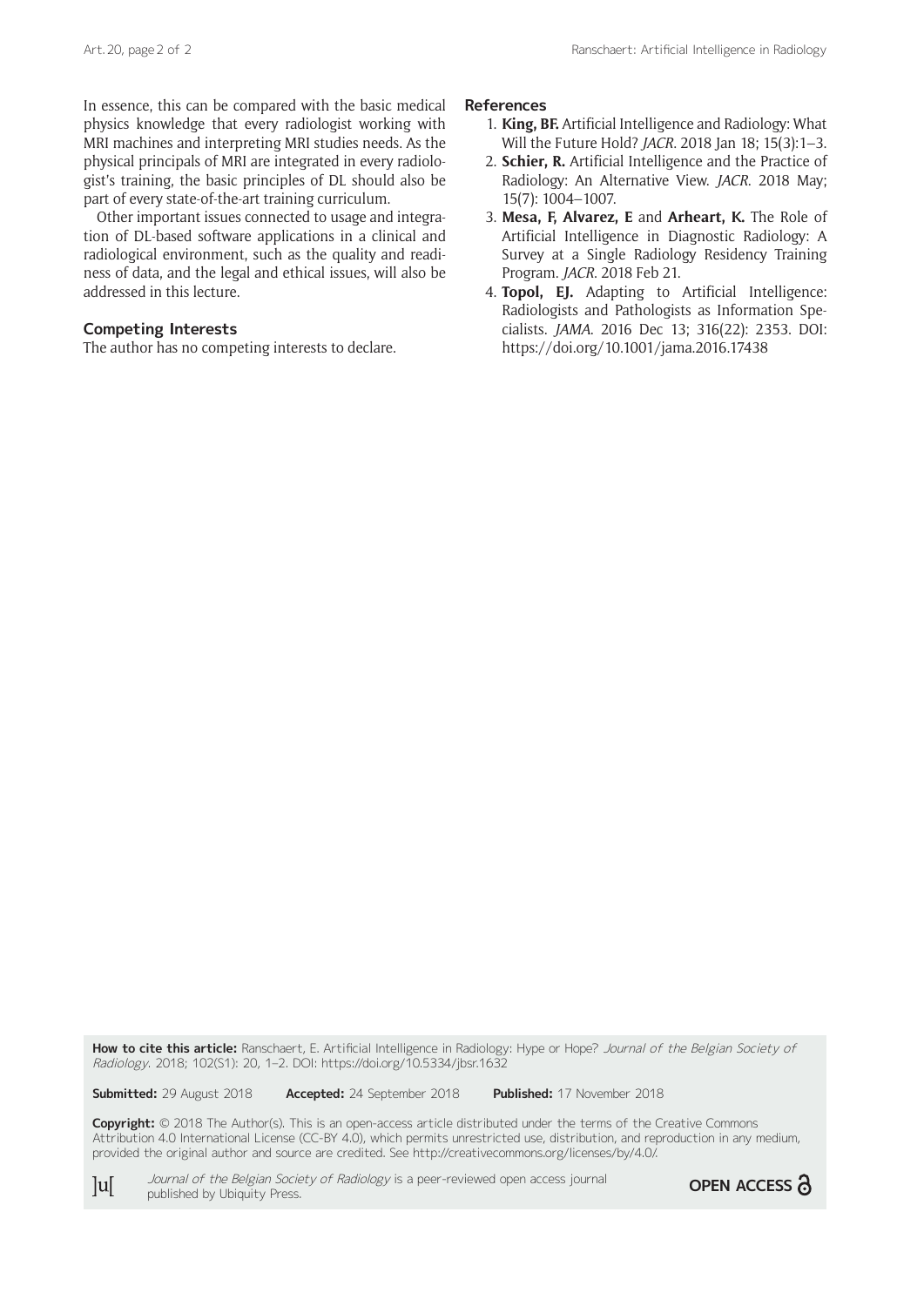In essence, this can be compared with the basic medical physics knowledge that every radiologist working with MRI machines and interpreting MRI studies needs. As the physical principals of MRI are integrated in every radiologist's training, the basic principles of DL should also be part of every state-of-the-art training curriculum.

Other important issues connected to usage and integration of DL-based software applications in a clinical and radiological environment, such as the quality and readiness of data, and the legal and ethical issues, will also be addressed in this lecture.

## Competing Interests

The author has no competing interests to declare.

## References

1. **King, BF.** Artificial Intelligence and Radiology: What Will the Future Hold? *JACR*. 2018 Jan 18; 15(3):1–3.
2. **Schier, R.** Artificial Intelligence and the Practice of Radiology: An Alternative View. *JACR*. 2018 May; 15(7): 1004–1007.
3. **Mesa, F, Alvarez, E** and **Arheart, K.** The Role of Artificial Intelligence in Diagnostic Radiology: A Survey at a Single Radiology Residency Training Program. *JACR*. 2018 Feb 21.
4. **Topol, EJ.** Adapting to Artificial Intelligence: Radiologists and Pathologists as Information Specialists. *JAMA*. 2016 Dec 13; 316(22): 2353. DOI: https://doi.org/10.1001/jama.2016.17438

**How to cite this article:** Ranschaert, E. Artificial Intelligence in Radiology: Hype or Hope? *Journal of the Belgian Society of Radiology*. 2018; 102(S1): 20, 1–2. DOI: https://doi.org/10.5334/jbsr.1632

**Submitted:** 29 August 2018 **Accepted:** 24 September 2018 **Published:** 17 November 2018

**Copyright:** © 2018 The Author(s). This is an open-access article distributed under the terms of the Creative Commons Attribution 4.0 International License (CC-BY 4.0), which permits unrestricted use, distribution, and reproduction in any medium, provided the original author and source are credited. See http://creativecommons.org/licenses/by/4.0/.

*Journal of the Belgian Society of Radiology* is a peer-reviewed open access journal published by Ubiquity Press.

**OPEN ACCESS**